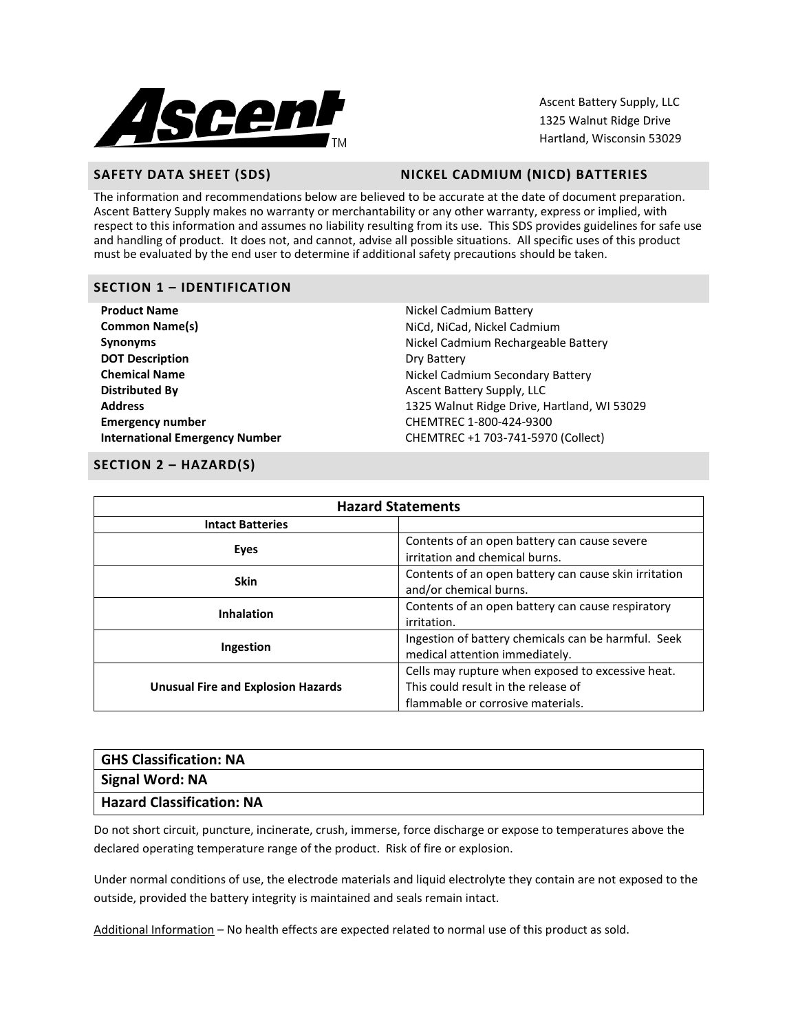Ascent Battery Supply, LLC
1325 Walnut Ridge Drive
Hartland, Wisconsin 53029

## SAFETY DATA SHEET (SDS) NICKEL CADMIUM (NICD) BATTERIES

The information and recommendations below are believed to be accurate at the date of document preparation. Ascent Battery Supply makes no warranty or merchantability or any other warranty, express or implied, with respect to this information and assumes no liability resulting from its use. This SDS provides guidelines for safe use and handling of product. It does not, and cannot, advise all possible situations. All specific uses of this product must be evaluated by the end user to determine if additional safety precautions should be taken.

## SECTION 1 – IDENTIFICATION

| | |
|---|---|
| **Product Name** | Nickel Cadmium Battery |
| **Common Name(s)** | NiCd, NiCad, Nickel Cadmium |
| **Synonyms** | Nickel Cadmium Rechargeable Battery |
| **DOT Description** | Dry Battery |
| **Chemical Name** | Nickel Cadmium Secondary Battery |
| **Distributed By** | Ascent Battery Supply, LLC |
| **Address** | 1325 Walnut Ridge Drive, Hartland, WI 53029 |
| **Emergency number** | CHEMTREC 1-800-424-9300 |
| **International Emergency Number** | CHEMTREC +1 703-741-5970 (Collect) |

## SECTION 2 – HAZARD(S)

| Hazard Statements | |
|---|---|
| **Intact Batteries** | |
| **Eyes** | Contents of an open battery can cause severe irritation and chemical burns. |
| **Skin** | Contents of an open battery can cause skin irritation and/or chemical burns. |
| **Inhalation** | Contents of an open battery can cause respiratory irritation. |
| **Ingestion** | Ingestion of battery chemicals can be harmful. Seek medical attention immediately. |
| **Unusual Fire and Explosion Hazards** | Cells may rupture when exposed to excessive heat. This could result in the release of flammable or corrosive materials. |

| **GHS Classification: NA** |
|---|
| **Signal Word: NA** |
| **Hazard Classification: NA** |

Do not short circuit, puncture, incinerate, crush, immerse, force discharge or expose to temperatures above the declared operating temperature range of the product. Risk of fire or explosion.

Under normal conditions of use, the electrode materials and liquid electrolyte they contain are not exposed to the outside, provided the battery integrity is maintained and seals remain intact.

Additional Information – No health effects are expected related to normal use of this product as sold.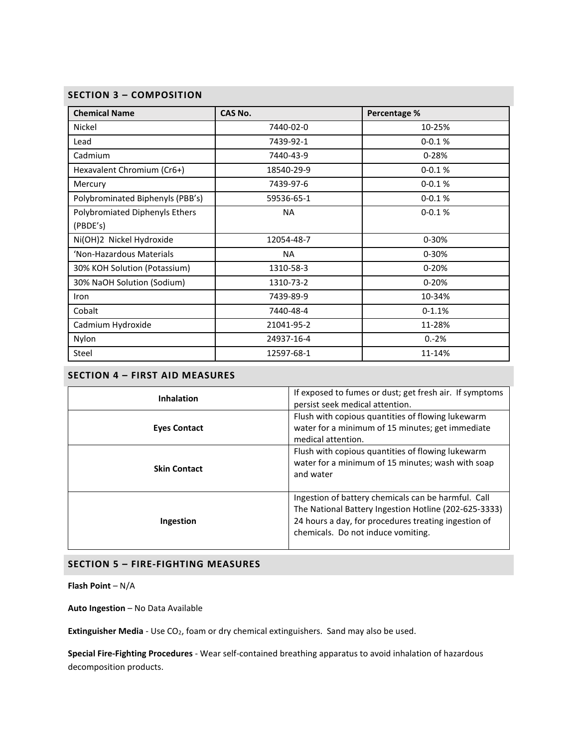## SECTION 3 – COMPOSITION

| Chemical Name | CAS No. | Percentage % |
|---|---|---|
| Nickel | 7440-02-0 | 10-25% |
| Lead | 7439-92-1 | 0-0.1 % |
| Cadmium | 7440-43-9 | 0-28% |
| Hexavalent Chromium (Cr6+) | 18540-29-9 | 0-0.1 % |
| Mercury | 7439-97-6 | 0-0.1 % |
| Polybrominated Biphenyls (PBB's) | 59536-65-1 | 0-0.1 % |
| Polybromiated Diphenyls Ethers (PBDE's) | NA | 0-0.1 % |
| Ni(OH)2 Nickel Hydroxide | 12054-48-7 | 0-30% |
| 'Non-Hazardous Materials | NA | 0-30% |
| 30% KOH Solution (Potassium) | 1310-58-3 | 0-20% |
| 30% NaOH Solution (Sodium) | 1310-73-2 | 0-20% |
| Iron | 7439-89-9 | 10-34% |
| Cobalt | 7440-48-4 | 0-1.1% |
| Cadmium Hydroxide | 21041-95-2 | 11-28% |
| Nylon | 24937-16-4 | 0.-2% |
| Steel | 12597-68-1 | 11-14% |

## SECTION 4 – FIRST AID MEASURES

| | |
|---|---|
| **Inhalation** | If exposed to fumes or dust; get fresh air. If symptoms persist seek medical attention. |
| **Eyes Contact** | Flush with copious quantities of flowing lukewarm water for a minimum of 15 minutes; get immediate medical attention. |
| **Skin Contact** | Flush with copious quantities of flowing lukewarm water for a minimum of 15 minutes; wash with soap and water |
| **Ingestion** | Ingestion of battery chemicals can be harmful. Call The National Battery Ingestion Hotline (202-625-3333) 24 hours a day, for procedures treating ingestion of chemicals. Do not induce vomiting. |

## SECTION 5 – FIRE-FIGHTING MEASURES

**Flash Point** – N/A

**Auto Ingestion** – No Data Available

**Extinguisher Media** - Use $CO_2$, foam or dry chemical extinguishers. Sand may also be used.

**Special Fire-Fighting Procedures** - Wear self-contained breathing apparatus to avoid inhalation of hazardous decomposition products.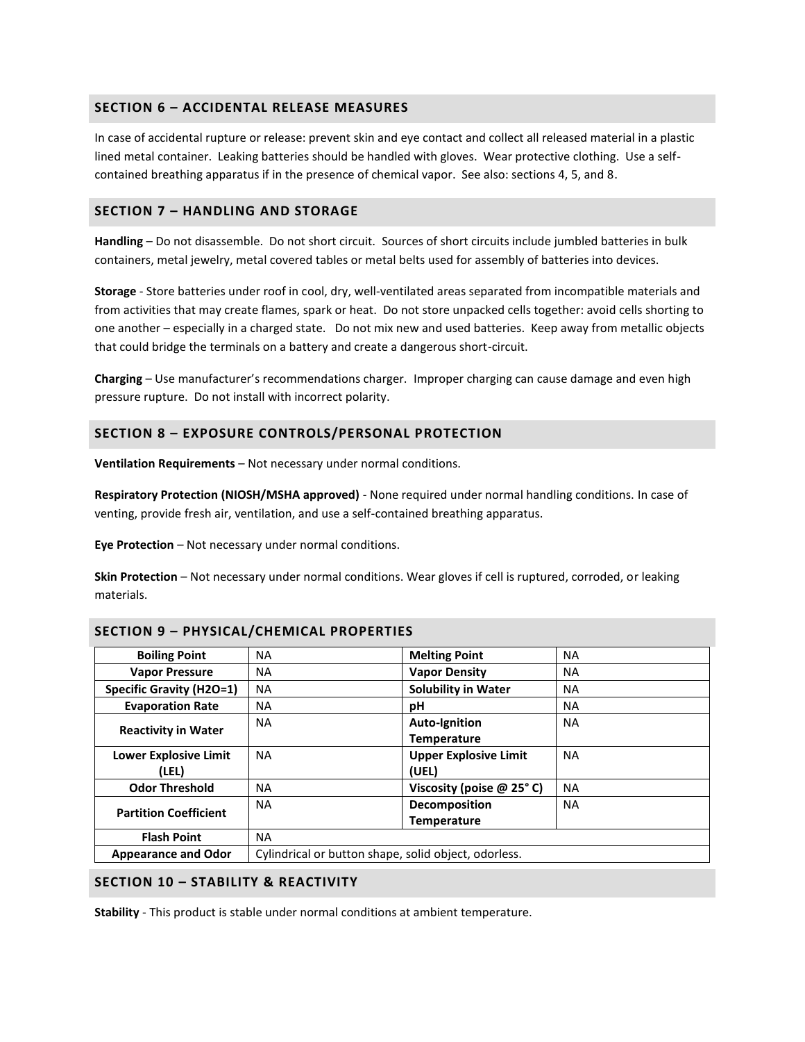## SECTION 6 – ACCIDENTAL RELEASE MEASURES

In case of accidental rupture or release: prevent skin and eye contact and collect all released material in a plastic lined metal container. Leaking batteries should be handled with gloves. Wear protective clothing. Use a self-contained breathing apparatus if in the presence of chemical vapor. See also: sections 4, 5, and 8.

## SECTION 7 – HANDLING AND STORAGE

**Handling** – Do not disassemble. Do not short circuit. Sources of short circuits include jumbled batteries in bulk containers, metal jewelry, metal covered tables or metal belts used for assembly of batteries into devices.

**Storage** - Store batteries under roof in cool, dry, well-ventilated areas separated from incompatible materials and from activities that may create flames, spark or heat. Do not store unpacked cells together: avoid cells shorting to one another – especially in a charged state. Do not mix new and used batteries. Keep away from metallic objects that could bridge the terminals on a battery and create a dangerous short-circuit.

**Charging** – Use manufacturer's recommendations charger. Improper charging can cause damage and even high pressure rupture. Do not install with incorrect polarity.

## SECTION 8 – EXPOSURE CONTROLS/PERSONAL PROTECTION

**Ventilation Requirements** – Not necessary under normal conditions.

**Respiratory Protection (NIOSH/MSHA approved)** - None required under normal handling conditions. In case of venting, provide fresh air, ventilation, and use a self-contained breathing apparatus.

**Eye Protection** – Not necessary under normal conditions.

**Skin Protection** – Not necessary under normal conditions. Wear gloves if cell is ruptured, corroded, or leaking materials.

## SECTION 9 – PHYSICAL/CHEMICAL PROPERTIES

| Boiling Point | NA | Melting Point | NA |
|---|---|---|---|
| Vapor Pressure | NA | Vapor Density | NA |
| Specific Gravity (H2O=1) | NA | Solubility in Water | NA |
| Evaporation Rate | NA | pH | NA |
| Reactivity in Water | NA | Auto-Ignition Temperature | NA |
| Lower Explosive Limit (LEL) | NA | Upper Explosive Limit (UEL) | NA |
| Odor Threshold | NA | Viscosity (poise @ 25° C) | NA |
| Partition Coefficient | NA | Decomposition Temperature | NA |
| Flash Point | NA | | |
| Appearance and Odor | Cylindrical or button shape, solid object, odorless. | | |

## SECTION 10 – STABILITY & REACTIVITY

**Stability** - This product is stable under normal conditions at ambient temperature.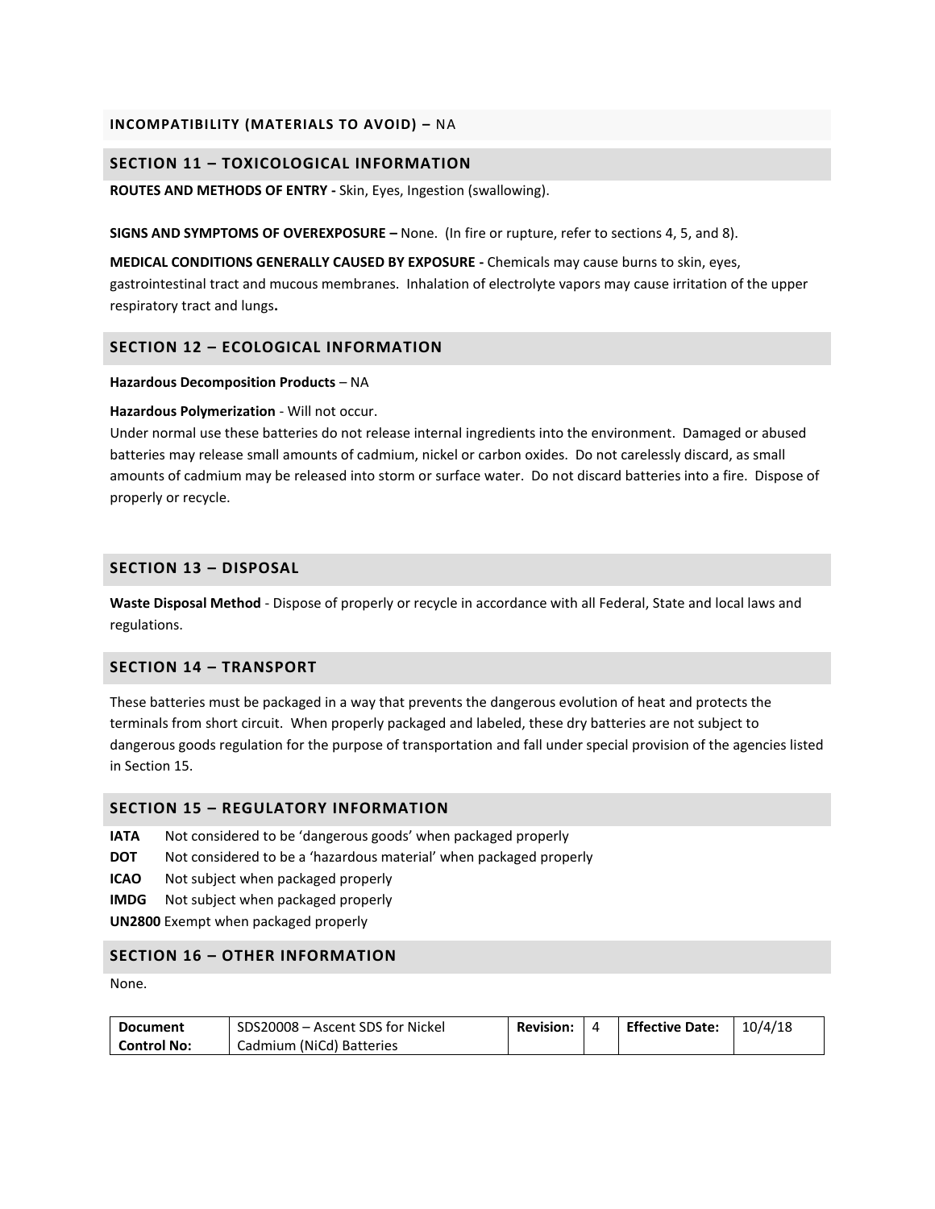**INCOMPATIBILITY (MATERIALS TO AVOID) –** NA

## SECTION 11 – TOXICOLOGICAL INFORMATION

**ROUTES AND METHODS OF ENTRY -** Skin, Eyes, Ingestion (swallowing).

**SIGNS AND SYMPTOMS OF OVEREXPOSURE –** None. (In fire or rupture, refer to sections 4, 5, and 8).

**MEDICAL CONDITIONS GENERALLY CAUSED BY EXPOSURE -** Chemicals may cause burns to skin, eyes, gastrointestinal tract and mucous membranes. Inhalation of electrolyte vapors may cause irritation of the upper respiratory tract and lungs**.**

## SECTION 12 – ECOLOGICAL INFORMATION

**Hazardous Decomposition Products** – NA

**Hazardous Polymerization** - Will not occur.
Under normal use these batteries do not release internal ingredients into the environment. Damaged or abused batteries may release small amounts of cadmium, nickel or carbon oxides. Do not carelessly discard, as small amounts of cadmium may be released into storm or surface water. Do not discard batteries into a fire. Dispose of properly or recycle.

## SECTION 13 – DISPOSAL

**Waste Disposal Method** - Dispose of properly or recycle in accordance with all Federal, State and local laws and regulations.

## SECTION 14 – TRANSPORT

These batteries must be packaged in a way that prevents the dangerous evolution of heat and protects the terminals from short circuit. When properly packaged and labeled, these dry batteries are not subject to dangerous goods regulation for the purpose of transportation and fall under special provision of the agencies listed in Section 15.

## SECTION 15 – REGULATORY INFORMATION

**IATA** Not considered to be 'dangerous goods' when packaged properly
**DOT** Not considered to be a 'hazardous material' when packaged properly
**ICAO** Not subject when packaged properly
**IMDG** Not subject when packaged properly
**UN2800** Exempt when packaged properly

## SECTION 16 – OTHER INFORMATION

None.

| | | | | | |
|---|---|---|---|---|---|
| **Document Control No:** | SDS20008 – Ascent SDS for Nickel Cadmium (NiCd) Batteries | **Revision:** | 4 | **Effective Date:** | 10/4/18 |